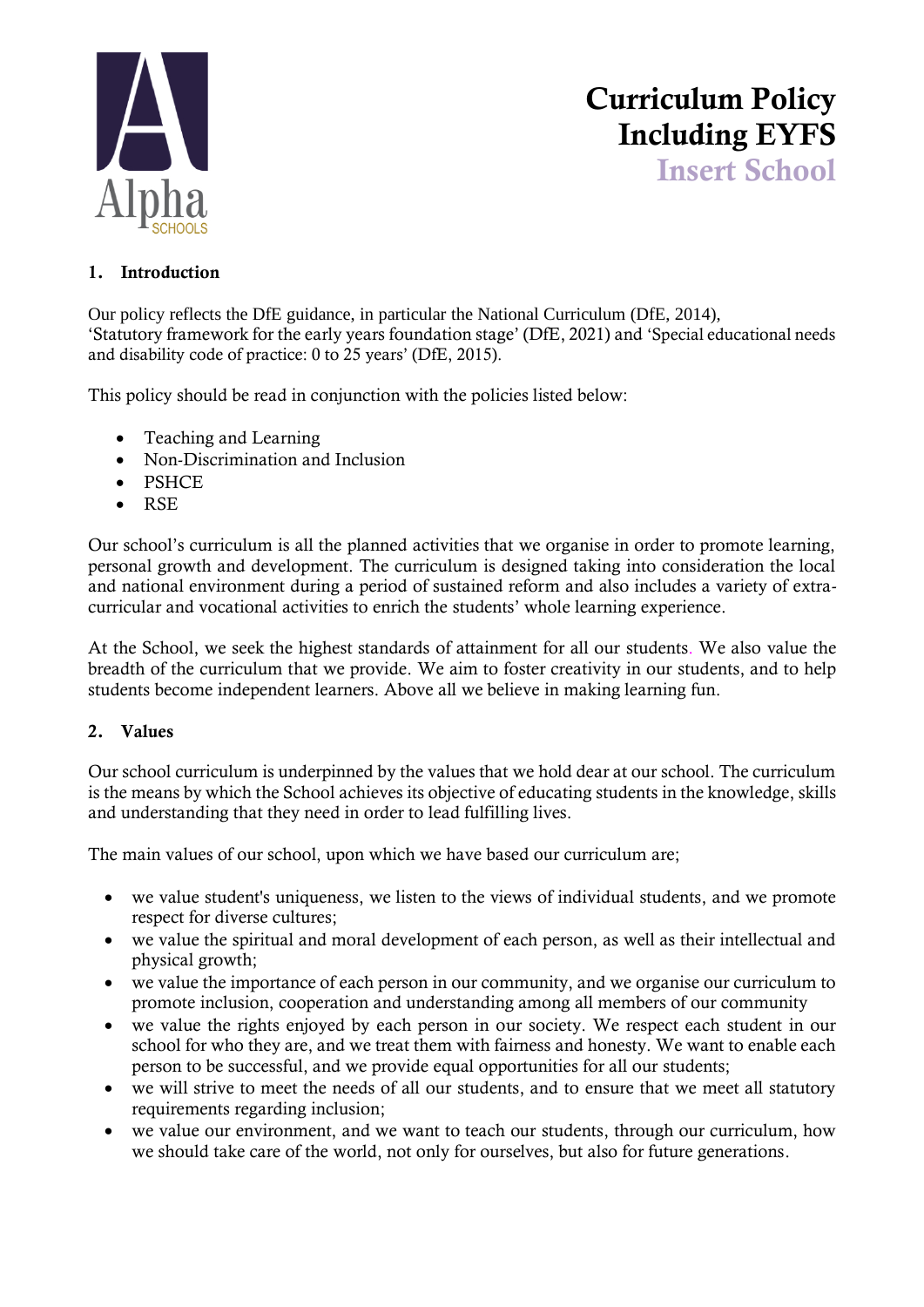Alpha SCHOOLS

# Curriculum Policy Including EYFS

## Insert School

## 1. Introduction

Our policy reflects the DfE guidance, in particular the National Curriculum (DfE, 2014), 'Statutory framework for the early years foundation stage' (DfE, 2021) and 'Special educational needs and disability code of practice: 0 to 25 years' (DfE, 2015).

This policy should be read in conjunction with the policies listed below:

- Teaching and Learning
- Non-Discrimination and Inclusion
- PSHCE
- RSE

Our school's curriculum is all the planned activities that we organise in order to promote learning, personal growth and development. The curriculum is designed taking into consideration the local and national environment during a period of sustained reform and also includes a variety of extra-curricular and vocational activities to enrich the students' whole learning experience.

At the School, we seek the highest standards of attainment for all our students. We also value the breadth of the curriculum that we provide. We aim to foster creativity in our students, and to help students become independent learners. Above all we believe in making learning fun.

## 2. Values

Our school curriculum is underpinned by the values that we hold dear at our school. The curriculum is the means by which the School achieves its objective of educating students in the knowledge, skills and understanding that they need in order to lead fulfilling lives.

The main values of our school, upon which we have based our curriculum are;

- we value student's uniqueness, we listen to the views of individual students, and we promote respect for diverse cultures;
- we value the spiritual and moral development of each person, as well as their intellectual and physical growth;
- we value the importance of each person in our community, and we organise our curriculum to promote inclusion, cooperation and understanding among all members of our community
- we value the rights enjoyed by each person in our society. We respect each student in our school for who they are, and we treat them with fairness and honesty. We want to enable each person to be successful, and we provide equal opportunities for all our students;
- we will strive to meet the needs of all our students, and to ensure that we meet all statutory requirements regarding inclusion;
- we value our environment, and we want to teach our students, through our curriculum, how we should take care of the world, not only for ourselves, but also for future generations.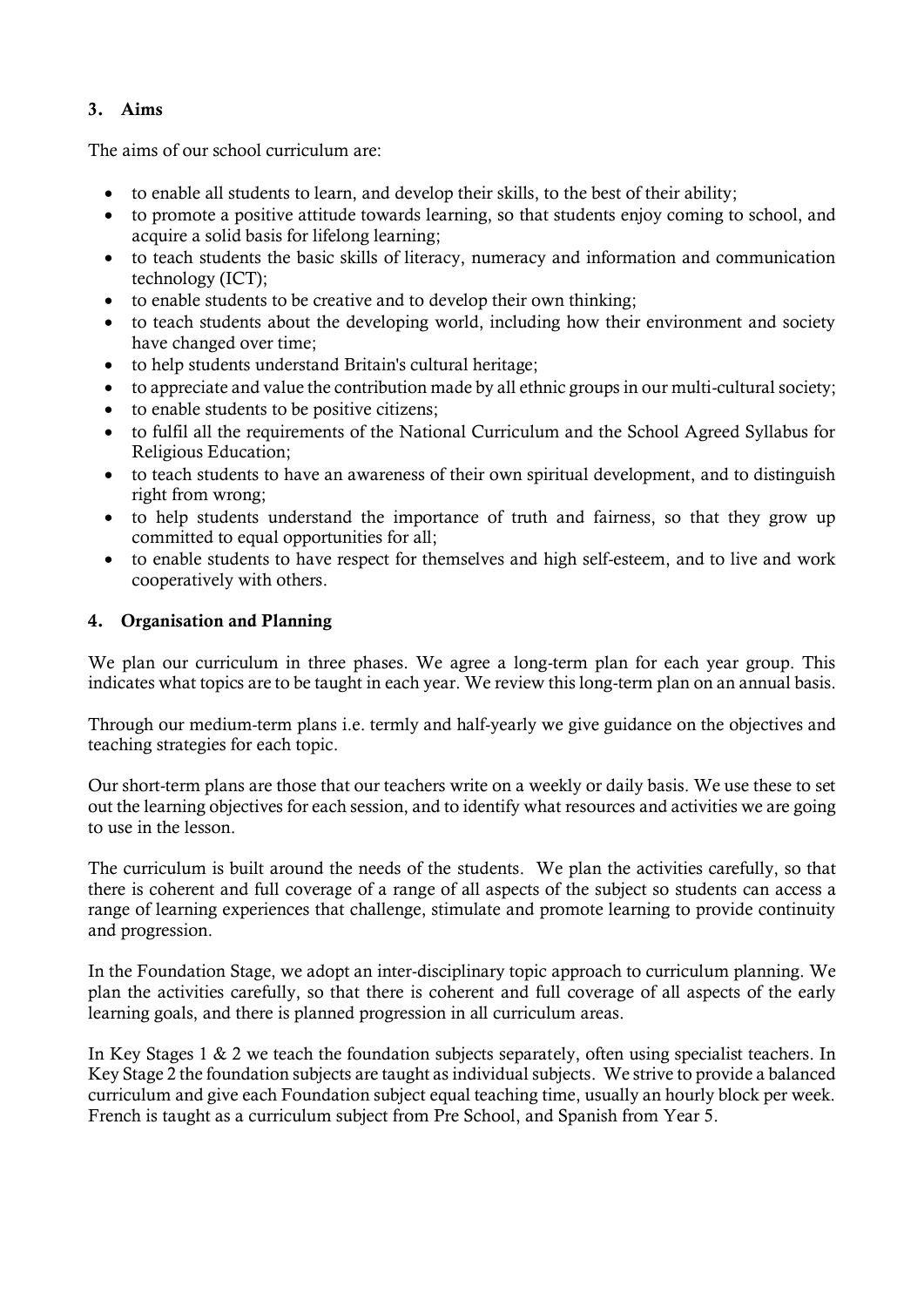## 3. Aims

The aims of our school curriculum are:

- to enable all students to learn, and develop their skills, to the best of their ability;
- to promote a positive attitude towards learning, so that students enjoy coming to school, and acquire a solid basis for lifelong learning;
- to teach students the basic skills of literacy, numeracy and information and communication technology (ICT);
- to enable students to be creative and to develop their own thinking;
- to teach students about the developing world, including how their environment and society have changed over time;
- to help students understand Britain's cultural heritage;
- to appreciate and value the contribution made by all ethnic groups in our multi-cultural society;
- to enable students to be positive citizens;
- to fulfil all the requirements of the National Curriculum and the School Agreed Syllabus for Religious Education;
- to teach students to have an awareness of their own spiritual development, and to distinguish right from wrong;
- to help students understand the importance of truth and fairness, so that they grow up committed to equal opportunities for all;
- to enable students to have respect for themselves and high self-esteem, and to live and work cooperatively with others.

## 4. Organisation and Planning

We plan our curriculum in three phases. We agree a long-term plan for each year group. This indicates what topics are to be taught in each year. We review this long-term plan on an annual basis.

Through our medium-term plans i.e. termly and half-yearly we give guidance on the objectives and teaching strategies for each topic.

Our short-term plans are those that our teachers write on a weekly or daily basis. We use these to set out the learning objectives for each session, and to identify what resources and activities we are going to use in the lesson.

The curriculum is built around the needs of the students. We plan the activities carefully, so that there is coherent and full coverage of a range of all aspects of the subject so students can access a range of learning experiences that challenge, stimulate and promote learning to provide continuity and progression.

In the Foundation Stage, we adopt an inter-disciplinary topic approach to curriculum planning. We plan the activities carefully, so that there is coherent and full coverage of all aspects of the early learning goals, and there is planned progression in all curriculum areas.

In Key Stages 1 & 2 we teach the foundation subjects separately, often using specialist teachers. In Key Stage 2 the foundation subjects are taught as individual subjects. We strive to provide a balanced curriculum and give each Foundation subject equal teaching time, usually an hourly block per week. French is taught as a curriculum subject from Pre School, and Spanish from Year 5.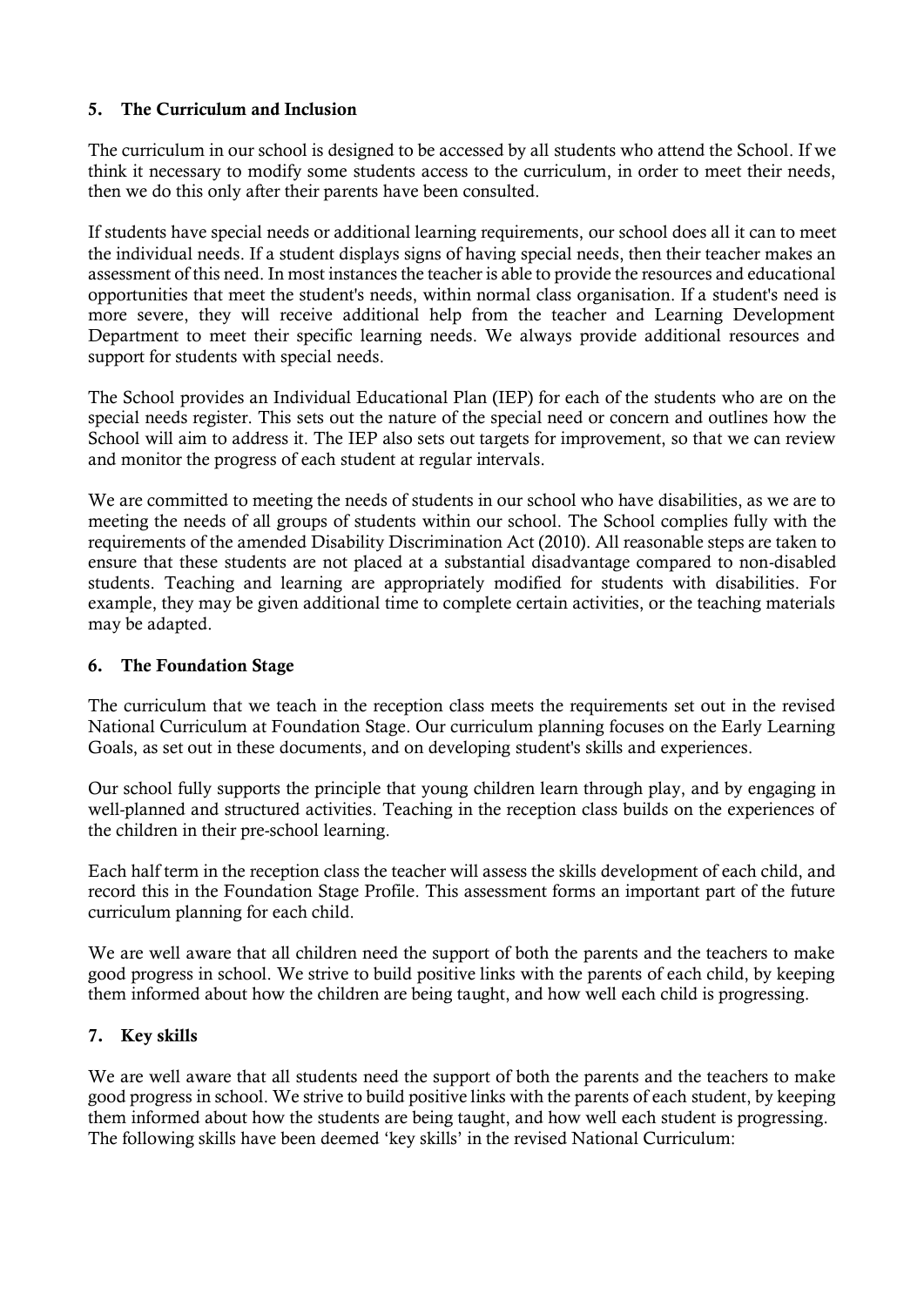## 5. The Curriculum and Inclusion

The curriculum in our school is designed to be accessed by all students who attend the School. If we think it necessary to modify some students access to the curriculum, in order to meet their needs, then we do this only after their parents have been consulted.

If students have special needs or additional learning requirements, our school does all it can to meet the individual needs. If a student displays signs of having special needs, then their teacher makes an assessment of this need. In most instances the teacher is able to provide the resources and educational opportunities that meet the student's needs, within normal class organisation. If a student's need is more severe, they will receive additional help from the teacher and Learning Development Department to meet their specific learning needs. We always provide additional resources and support for students with special needs.

The School provides an Individual Educational Plan (IEP) for each of the students who are on the special needs register. This sets out the nature of the special need or concern and outlines how the School will aim to address it. The IEP also sets out targets for improvement, so that we can review and monitor the progress of each student at regular intervals.

We are committed to meeting the needs of students in our school who have disabilities, as we are to meeting the needs of all groups of students within our school. The School complies fully with the requirements of the amended Disability Discrimination Act (2010). All reasonable steps are taken to ensure that these students are not placed at a substantial disadvantage compared to non-disabled students. Teaching and learning are appropriately modified for students with disabilities. For example, they may be given additional time to complete certain activities, or the teaching materials may be adapted.

## 6. The Foundation Stage

The curriculum that we teach in the reception class meets the requirements set out in the revised National Curriculum at Foundation Stage. Our curriculum planning focuses on the Early Learning Goals, as set out in these documents, and on developing student's skills and experiences.

Our school fully supports the principle that young children learn through play, and by engaging in well-planned and structured activities. Teaching in the reception class builds on the experiences of the children in their pre-school learning.

Each half term in the reception class the teacher will assess the skills development of each child, and record this in the Foundation Stage Profile. This assessment forms an important part of the future curriculum planning for each child.

We are well aware that all children need the support of both the parents and the teachers to make good progress in school. We strive to build positive links with the parents of each child, by keeping them informed about how the children are being taught, and how well each child is progressing.

## 7. Key skills

We are well aware that all students need the support of both the parents and the teachers to make good progress in school. We strive to build positive links with the parents of each student, by keeping them informed about how the students are being taught, and how well each student is progressing. The following skills have been deemed 'key skills' in the revised National Curriculum: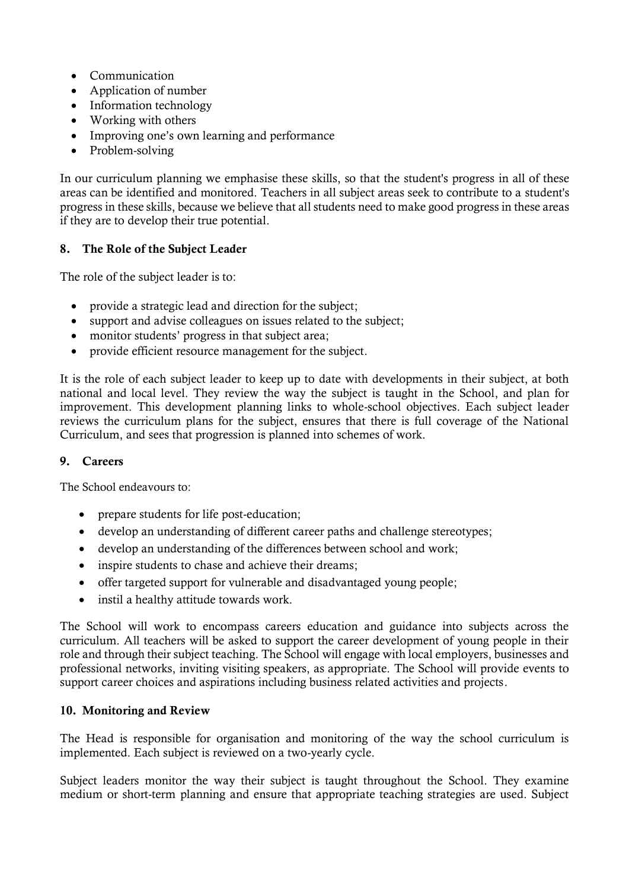- Communication
- Application of number
- Information technology
- Working with others
- Improving one's own learning and performance
- Problem-solving

In our curriculum planning we emphasise these skills, so that the student's progress in all of these areas can be identified and monitored. Teachers in all subject areas seek to contribute to a student's progress in these skills, because we believe that all students need to make good progress in these areas if they are to develop their true potential.

## 8. The Role of the Subject Leader

The role of the subject leader is to:

- provide a strategic lead and direction for the subject;
- support and advise colleagues on issues related to the subject;
- monitor students' progress in that subject area;
- provide efficient resource management for the subject.

It is the role of each subject leader to keep up to date with developments in their subject, at both national and local level. They review the way the subject is taught in the School, and plan for improvement. This development planning links to whole-school objectives. Each subject leader reviews the curriculum plans for the subject, ensures that there is full coverage of the National Curriculum, and sees that progression is planned into schemes of work.

## 9. Careers

The School endeavours to:

- prepare students for life post-education;
- develop an understanding of different career paths and challenge stereotypes;
- develop an understanding of the differences between school and work;
- inspire students to chase and achieve their dreams;
- offer targeted support for vulnerable and disadvantaged young people;
- instil a healthy attitude towards work.

The School will work to encompass careers education and guidance into subjects across the curriculum. All teachers will be asked to support the career development of young people in their role and through their subject teaching. The School will engage with local employers, businesses and professional networks, inviting visiting speakers, as appropriate. The School will provide events to support career choices and aspirations including business related activities and projects.

## 10. Monitoring and Review

The Head is responsible for organisation and monitoring of the way the school curriculum is implemented. Each subject is reviewed on a two-yearly cycle.

Subject leaders monitor the way their subject is taught throughout the School. They examine medium or short-term planning and ensure that appropriate teaching strategies are used. Subject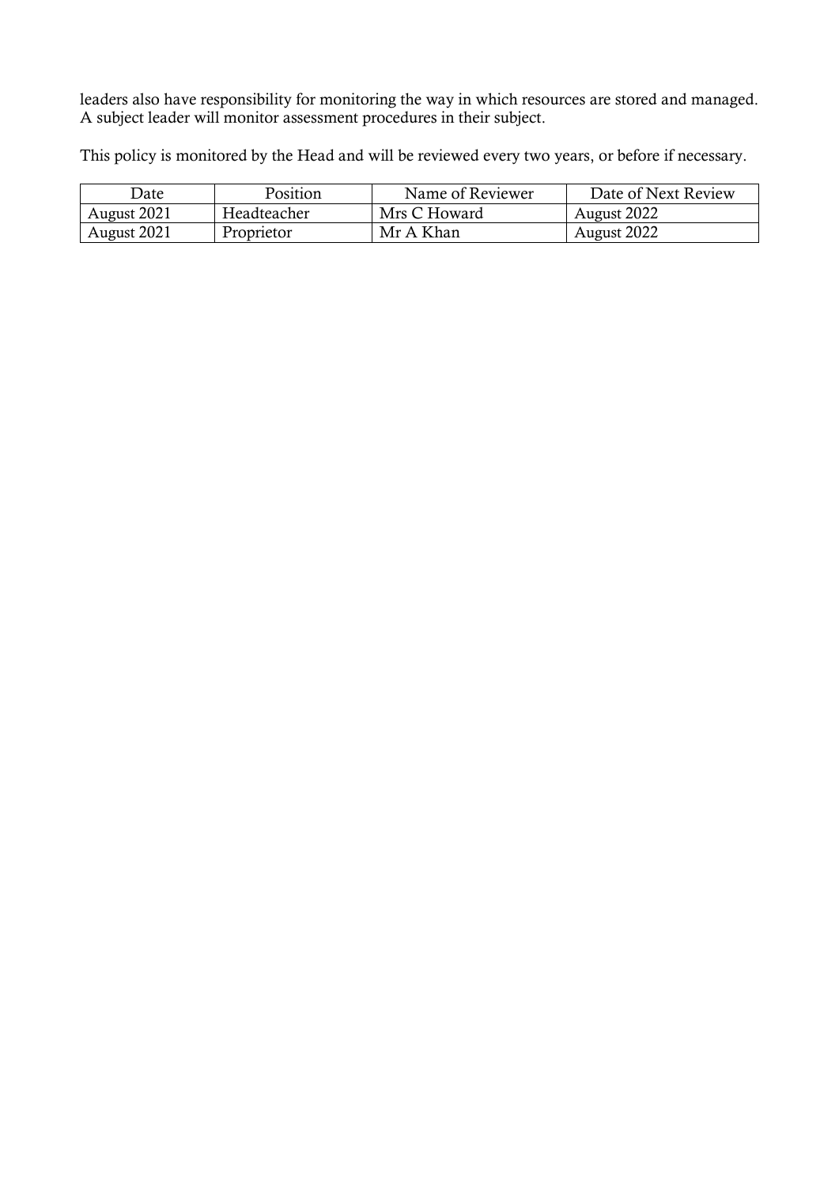leaders also have responsibility for monitoring the way in which resources are stored and managed. A subject leader will monitor assessment procedures in their subject.

This policy is monitored by the Head and will be reviewed every two years, or before if necessary.

| Date | Position | Name of Reviewer | Date of Next Review |
|---|---|---|---|
| August 2021 | Headteacher | Mrs C Howard | August 2022 |
| August 2021 | Proprietor | Mr A Khan | August 2022 |